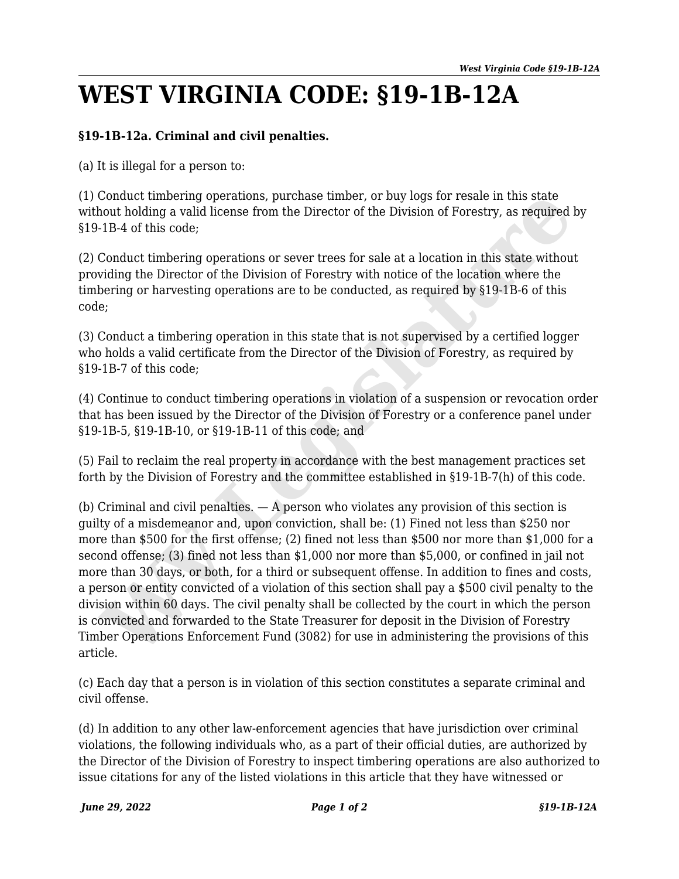# WEST VIRGINIA CODE: §19-1B-12A

**§19-1B-12a. Criminal and civil penalties.**

(a) It is illegal for a person to:

(1) Conduct timbering operations, purchase timber, or buy logs for resale in this state without holding a valid license from the Director of the Division of Forestry, as required by §19-1B-4 of this code;

(2) Conduct timbering operations or sever trees for sale at a location in this state without providing the Director of the Division of Forestry with notice of the location where the timbering or harvesting operations are to be conducted, as required by §19-1B-6 of this code;

(3) Conduct a timbering operation in this state that is not supervised by a certified logger who holds a valid certificate from the Director of the Division of Forestry, as required by §19-1B-7 of this code;

(4) Continue to conduct timbering operations in violation of a suspension or revocation order that has been issued by the Director of the Division of Forestry or a conference panel under §19-1B-5, §19-1B-10, or §19-1B-11 of this code; and

(5) Fail to reclaim the real property in accordance with the best management practices set forth by the Division of Forestry and the committee established in §19-1B-7(h) of this code.

(b) Criminal and civil penalties. — A person who violates any provision of this section is guilty of a misdemeanor and, upon conviction, shall be: (1) Fined not less than $250 nor more than $500 for the first offense; (2) fined not less than $500 nor more than $1,000 for a second offense; (3) fined not less than $1,000 nor more than $5,000, or confined in jail not more than 30 days, or both, for a third or subsequent offense. In addition to fines and costs, a person or entity convicted of a violation of this section shall pay a $500 civil penalty to the division within 60 days. The civil penalty shall be collected by the court in which the person is convicted and forwarded to the State Treasurer for deposit in the Division of Forestry Timber Operations Enforcement Fund (3082) for use in administering the provisions of this article.

(c) Each day that a person is in violation of this section constitutes a separate criminal and civil offense.

(d) In addition to any other law-enforcement agencies that have jurisdiction over criminal violations, the following individuals who, as a part of their official duties, are authorized by the Director of the Division of Forestry to inspect timbering operations are also authorized to issue citations for any of the listed violations in this article that they have witnessed or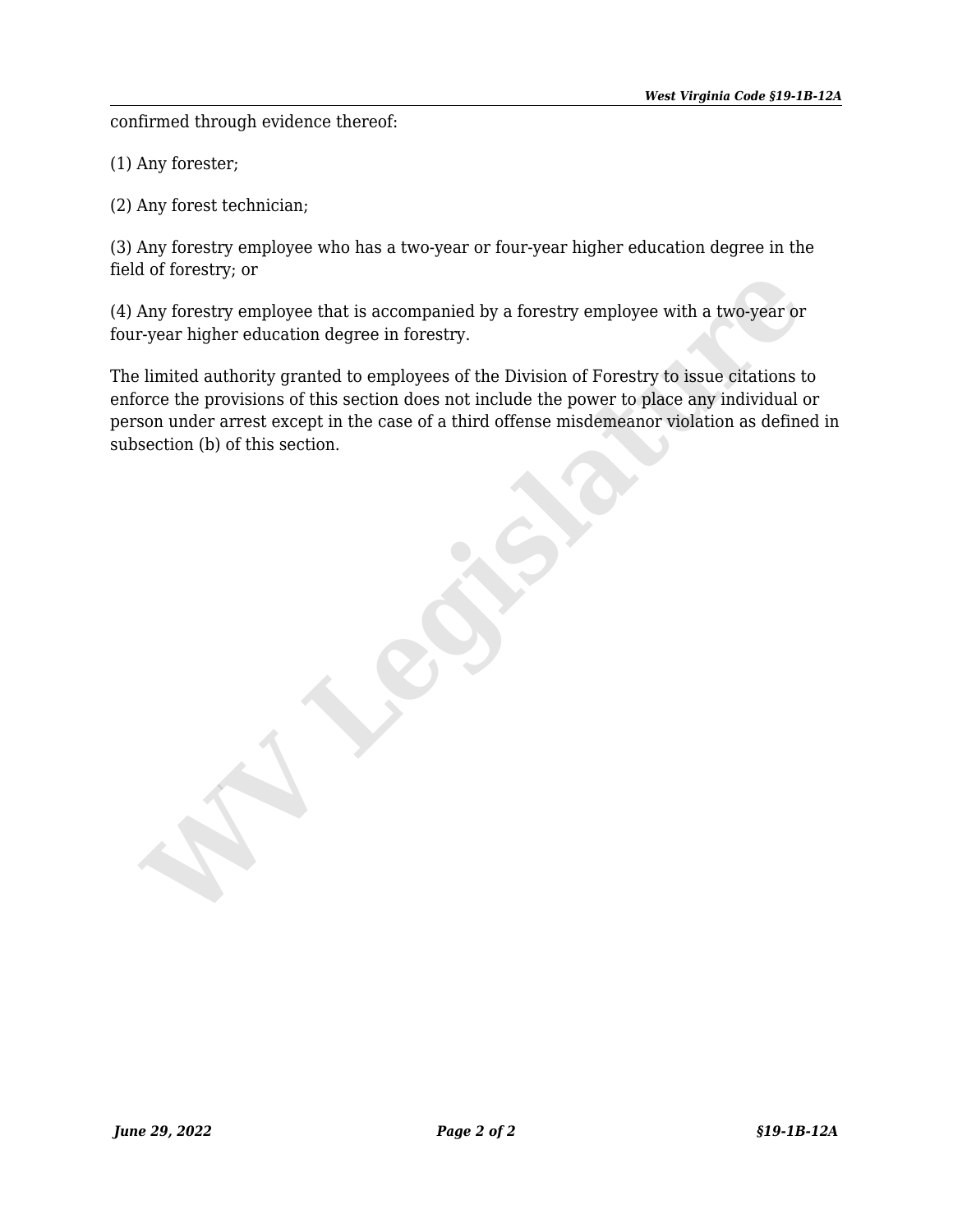confirmed through evidence thereof:

(1) Any forester;

(2) Any forest technician;

(3) Any forestry employee who has a two-year or four-year higher education degree in the field of forestry; or

(4) Any forestry employee that is accompanied by a forestry employee with a two-year or four-year higher education degree in forestry.

The limited authority granted to employees of the Division of Forestry to issue citations to enforce the provisions of this section does not include the power to place any individual or person under arrest except in the case of a third offense misdemeanor violation as defined in subsection (b) of this section.